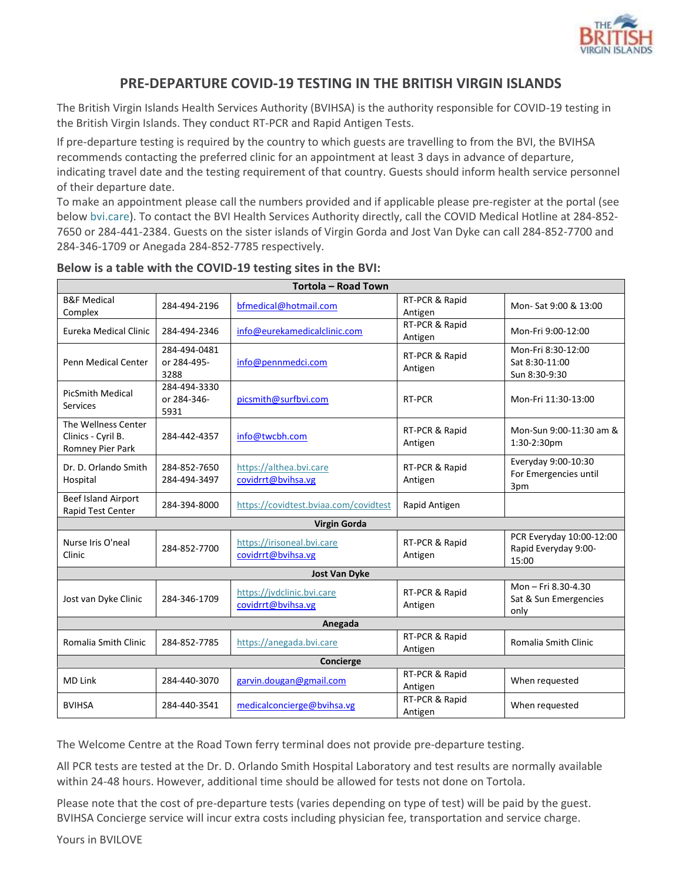# PRE-DEPARTURE COVID-19 TESTING IN THE BRITISH VIRGIN ISLANDS

The British Virgin Islands Health Services Authority (BVIHSA) is the authority responsible for COVID-19 testing in the British Virgin Islands. They conduct RT-PCR and Rapid Antigen Tests.

If pre-departure testing is required by the country to which guests are travelling to from the BVI, the BVIHSA recommends contacting the preferred clinic for an appointment at least 3 days in advance of departure, indicating travel date and the testing requirement of that country. Guests should inform health service personnel of their departure date.

To make an appointment please call the numbers provided and if applicable please pre-register at the portal (see below bvi.care). To contact the BVI Health Services Authority directly, call the COVID Medical Hotline at 284-852-7650 or 284-441-2384. Guests on the sister islands of Virgin Gorda and Jost Van Dyke can call 284-852-7700 and 284-346-1709 or Anegada 284-852-7785 respectively.

### Below is a table with the COVID-19 testing sites in the BVI:

| Tortola – Road Town | | | | |
|---|---|---|---|---|
| B&F Medical Complex | 284-494-2196 | bfmedical@hotmail.com | RT-PCR & Rapid Antigen | Mon- Sat 9:00 & 13:00 |
| Eureka Medical Clinic | 284-494-2346 | info@eurekamedicalclinic.com | RT-PCR & Rapid Antigen | Mon-Fri 9:00-12:00 |
| Penn Medical Center | 284-494-0481 or 284-495-3288 | info@pennmedci.com | RT-PCR & Rapid Antigen | Mon-Fri 8:30-12:00<br>Sat 8:30-11:00<br>Sun 8:30-9:30 |
| PicSmith Medical Services | 284-494-3330 or 284-346-5931 | picsmith@surfbvi.com | RT-PCR | Mon-Fri 11:30-13:00 |
| The Wellness Center Clinics - Cyril B. Romney Pier Park | 284-442-4357 | info@twcbh.com | RT-PCR & Rapid Antigen | Mon-Sun 9:00-11:30 am & 1:30-2:30pm |
| Dr. D. Orlando Smith Hospital | 284-852-7650<br>284-494-3497 | https://althea.bvi.care<br>covidrrt@bvihsa.vg | RT-PCR & Rapid Antigen | Everyday 9:00-10:30<br>For Emergencies until 3pm |
| Beef Island Airport Rapid Test Center | 284-394-8000 | https://covidtest.bviaa.com/covidtest | Rapid Antigen | |
| **Virgin Gorda** | | | | |
| Nurse Iris O'neal Clinic | 284-852-7700 | https://irisoneal.bvi.care<br>covidrrt@bvihsa.vg | RT-PCR & Rapid Antigen | PCR Everyday 10:00-12:00<br>Rapid Everyday 9:00-15:00 |
| **Jost Van Dyke** | | | | |
| Jost van Dyke Clinic | 284-346-1709 | https://jvdclinic.bvi.care<br>covidrrt@bvihsa.vg | RT-PCR & Rapid Antigen | Mon – Fri 8.30-4.30<br>Sat & Sun Emergencies only |
| **Anegada** | | | | |
| Romalia Smith Clinic | 284-852-7785 | https://anegada.bvi.care | RT-PCR & Rapid Antigen | Romalia Smith Clinic |
| **Concierge** | | | | |
| MD Link | 284-440-3070 | garvin.dougan@gmail.com | RT-PCR & Rapid Antigen | When requested |
| BVIHSA | 284-440-3541 | medicalconcierge@bvihsa.vg | RT-PCR & Rapid Antigen | When requested |

The Welcome Centre at the Road Town ferry terminal does not provide pre-departure testing.

All PCR tests are tested at the Dr. D. Orlando Smith Hospital Laboratory and test results are normally available within 24-48 hours. However, additional time should be allowed for tests not done on Tortola.

Please note that the cost of pre-departure tests (varies depending on type of test) will be paid by the guest. BVIHSA Concierge service will incur extra costs including physician fee, transportation and service charge.

Yours in BVILOVE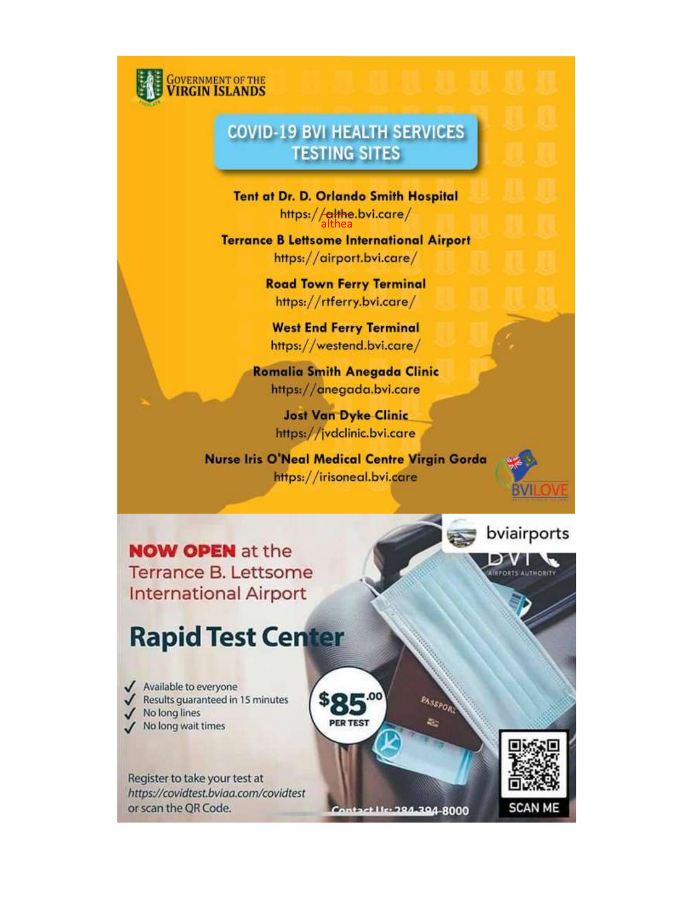Government of the Virgin Islands

## COVID-19 BVI HEALTH SERVICES TESTING SITES

**Tent at Dr. D. Orlando Smith Hospital**
https://~~althe~~.bvi.care/
althea

**Terrance B Lettsome International Airport**
https://airport.bvi.care/

**Road Town Ferry Terminal**
https://rtferry.bvi.care/

**West End Ferry Terminal**
https://westend.bvi.care/

**Romalia Smith Anegada Clinic**
https://anegada.bvi.care

**Jost Van Dyke Clinic**
https://jvdclinic.bvi.care

**Nurse Iris O'Neal Medical Centre Virgin Gorda**
https://irisoneal.bvi.care

BVILOVE

---

bviairports

BVI Airports Authority

**NOW OPEN** at the Terrance B. Lettsome International Airport

## Rapid Test Center

- ✓ Available to everyone
- ✓ Results guaranteed in 15 minutes
- ✓ No long lines
- ✓ No long wait times

$85.00 PER TEST

Register to take your test at *https://covidtest.bviaa.com/covidtest* or scan the QR Code.

Contact Us: 284-394-8000

SCAN ME